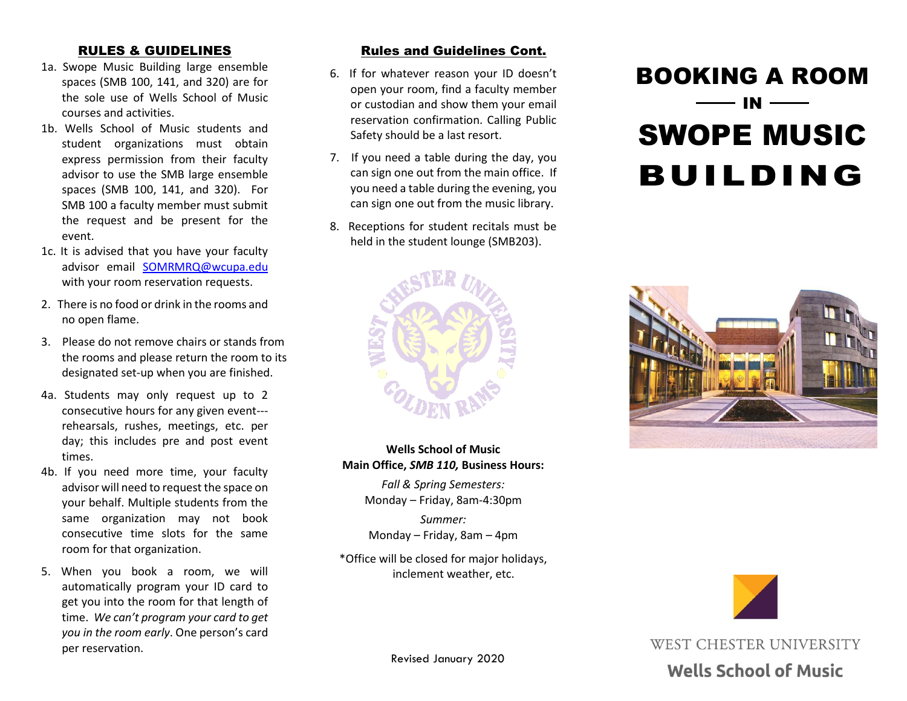# BOOKING A ROOM IN SWOPE MUSIC BUILDING

WEST CHESTER UNIVERSITY

**Wells School of Music**

## RULES & GUIDELINES

1a. Swope Music Building large ensemble spaces (SMB 100, 141, and 320) are for the sole use of Wells School of Music courses and activities.

1b. Wells School of Music students and student organizations must obtain express permission from their faculty advisor to use the SMB large ensemble spaces (SMB 100, 141, and 320). For SMB 100 a faculty member must submit the request and be present for the event.

1c. It is advised that you have your faculty advisor email SOMRMRQ@wcupa.edu with your room reservation requests.

2. There is no food or drink in the rooms and no open flame.

3. Please do not remove chairs or stands from the rooms and please return the room to its designated set-up when you are finished.

4a. Students may only request up to 2 consecutive hours for any given event---rehearsals, rushes, meetings, etc. per day; this includes pre and post event times.

4b. If you need more time, your faculty advisor will need to request the space on your behalf. Multiple students from the same organization may not book consecutive time slots for the same room for that organization.

5. When you book a room, we will automatically program your ID card to get you into the room for that length of time. *We can't program your card to get you in the room early*. One person's card per reservation.

## Rules and Guidelines Cont.

6. If for whatever reason your ID doesn't open your room, find a faculty member or custodian and show them your email reservation confirmation. Calling Public Safety should be a last resort.

7. If you need a table during the day, you can sign one out from the main office. If you need a table during the evening, you can sign one out from the music library.

8. Receptions for student recitals must be held in the student lounge (SMB203).

**Wells School of Music**
**Main Office, *SMB 110,* Business Hours:**

*Fall & Spring Semesters:*
Monday – Friday, 8am-4:30pm

*Summer:*
Monday – Friday, 8am – 4pm

*Office will be closed for major holidays, inclement weather, etc.

Revised January 2020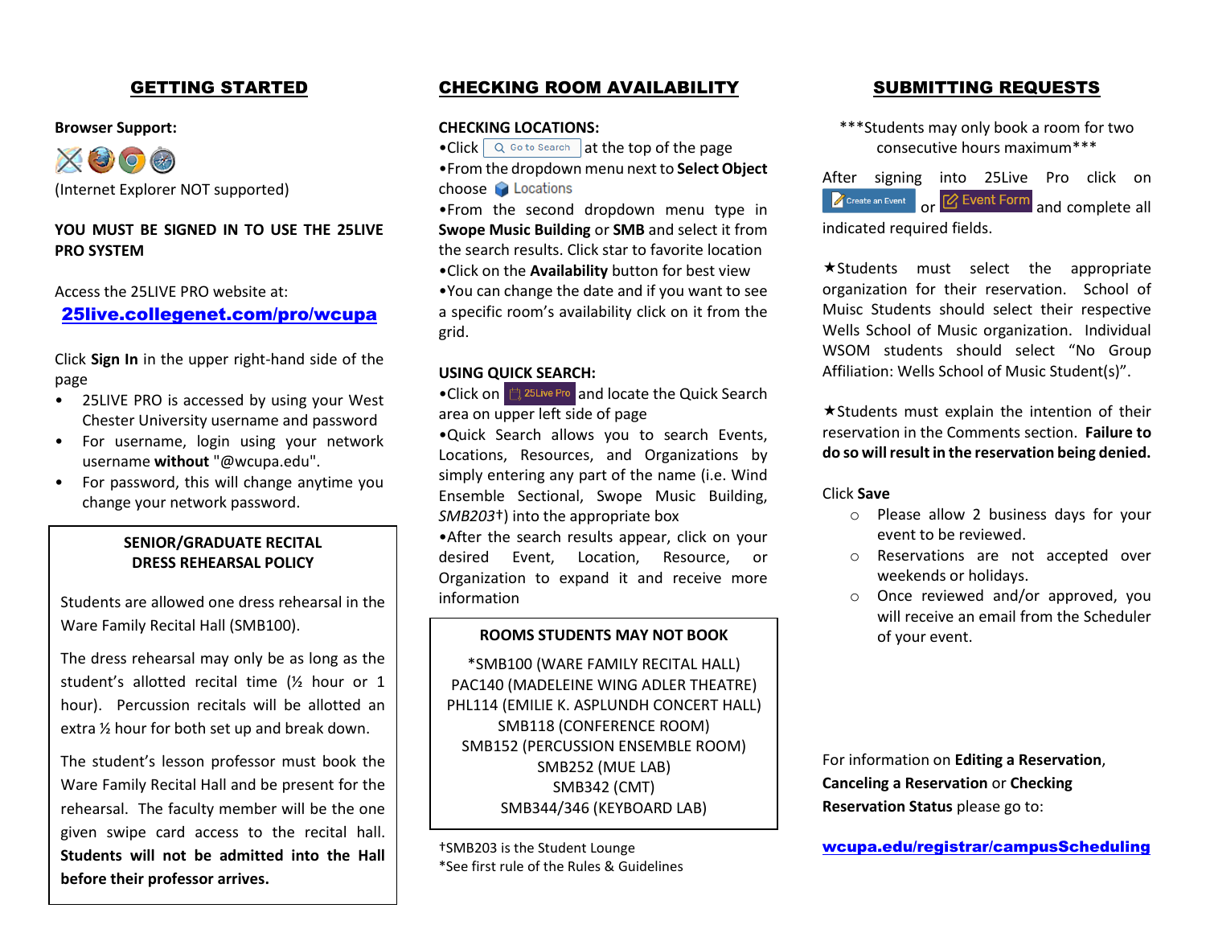## GETTING STARTED

**Browser Support:**

(Internet Explorer NOT supported)

**YOU MUST BE SIGNED IN TO USE THE 25LIVE PRO SYSTEM**

Access the 25LIVE PRO website at:

**25live.collegenet.com/pro/wcupa**

Click **Sign In** in the upper right-hand side of the page

- 25LIVE PRO is accessed by using your West Chester University username and password
- For username, login using your network username **without** "@wcupa.edu".
- For password, this will change anytime you change your network password.

### SENIOR/GRADUATE RECITAL DRESS REHEARSAL POLICY

Students are allowed one dress rehearsal in the Ware Family Recital Hall (SMB100).

The dress rehearsal may only be as long as the student's allotted recital time (½ hour or 1 hour). Percussion recitals will be allotted an extra ½ hour for both set up and break down.

The student's lesson professor must book the Ware Family Recital Hall and be present for the rehearsal. The faculty member will be the one given swipe card access to the recital hall. **Students will not be admitted into the Hall before their professor arrives.**

## CHECKING ROOM AVAILABILITY

**CHECKING LOCATIONS:**

•Click Go to Search at the top of the page

•From the dropdown menu next to **Select Object** choose Locations

•From the second dropdown menu type in **Swope Music Building** or **SMB** and select it from the search results. Click star to favorite location

•Click on the **Availability** button for best view

•You can change the date and if you want to see a specific room's availability click on it from the grid.

**USING QUICK SEARCH:**

•Click on 25Live Pro and locate the Quick Search area on upper left side of page

•Quick Search allows you to search Events, Locations, Resources, and Organizations by simply entering any part of the name (i.e. Wind Ensemble Sectional, Swope Music Building, *SMB203*†) into the appropriate box

•After the search results appear, click on your desired Event, Location, Resource, or Organization to expand it and receive more information

### ROOMS STUDENTS MAY NOT BOOK

*SMB100 (WARE FAMILY RECITAL HALL)
PAC140 (MADELEINE WING ADLER THEATRE)
PHL114 (EMILIE K. ASPLUNDH CONCERT HALL)
SMB118 (CONFERENCE ROOM)
SMB152 (PERCUSSION ENSEMBLE ROOM)
SMB252 (MUE LAB)
SMB342 (CMT)
SMB344/346 (KEYBOARD LAB)

†SMB203 is the Student Lounge
*See first rule of the Rules & Guidelines

## SUBMITTING REQUESTS

***Students may only book a room for two consecutive hours maximum***

After signing into 25Live Pro click on Create an Event or Event Form and complete all indicated required fields.

★Students must select the appropriate organization for their reservation. School of Muisc Students should select their respective Wells School of Music organization. Individual WSOM students should select "No Group Affiliation: Wells School of Music Student(s)".

★Students must explain the intention of their reservation in the Comments section. **Failure to do so will result in the reservation being denied.**

Click **Save**

- Please allow 2 business days for your event to be reviewed.
- Reservations are not accepted over weekends or holidays.
- Once reviewed and/or approved, you will receive an email from the Scheduler of your event.

For information on **Editing a Reservation**, **Canceling a Reservation** or **Checking Reservation Status** please go to:

**wcupa.edu/registrar/campusScheduling**